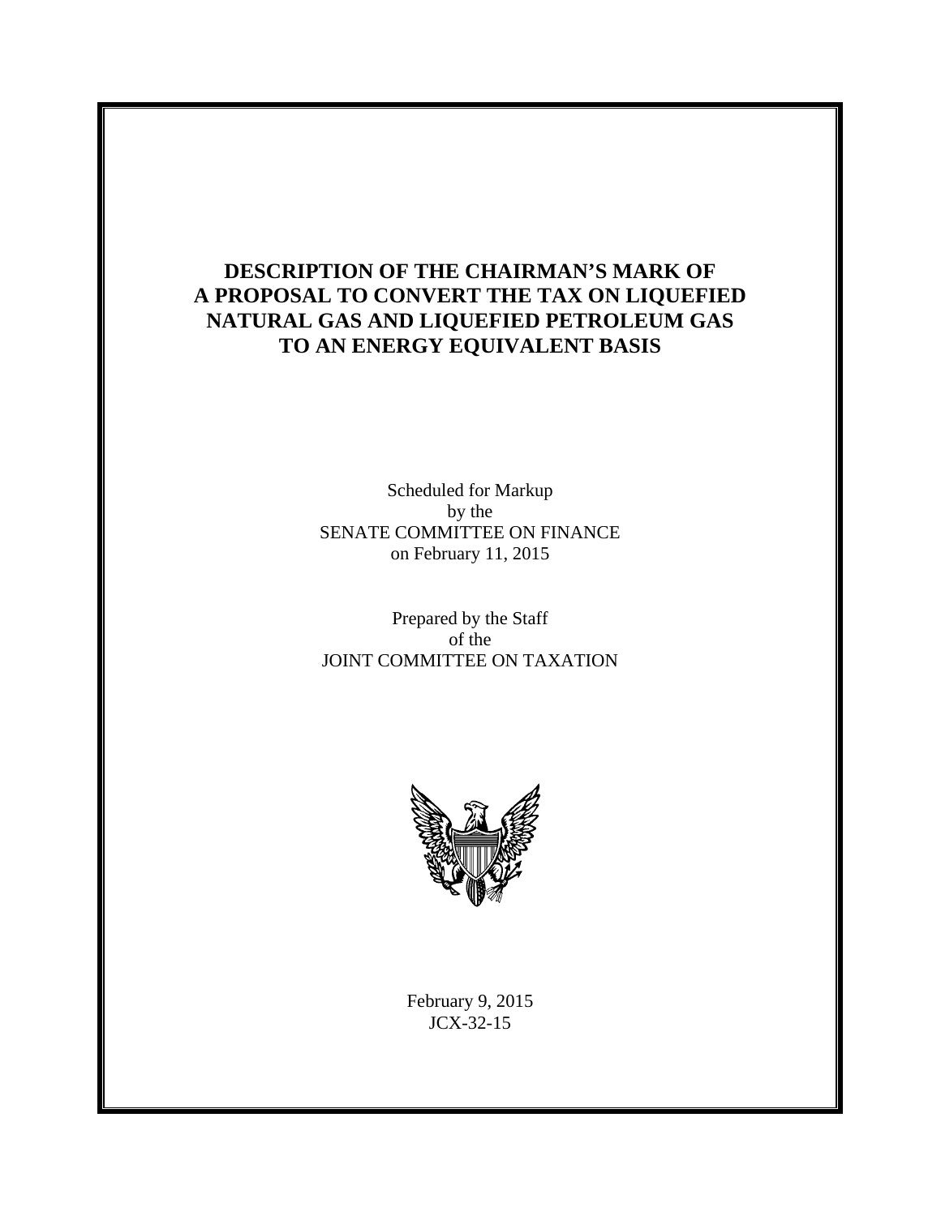# DESCRIPTION OF THE CHAIRMAN'S MARK OF A PROPOSAL TO CONVERT THE TAX ON LIQUEFIED NATURAL GAS AND LIQUEFIED PETROLEUM GAS TO AN ENERGY EQUIVALENT BASIS

Scheduled for Markup
by the
SENATE COMMITTEE ON FINANCE
on February 11, 2015

Prepared by the Staff
of the
JOINT COMMITTEE ON TAXATION

February 9, 2015
JCX-32-15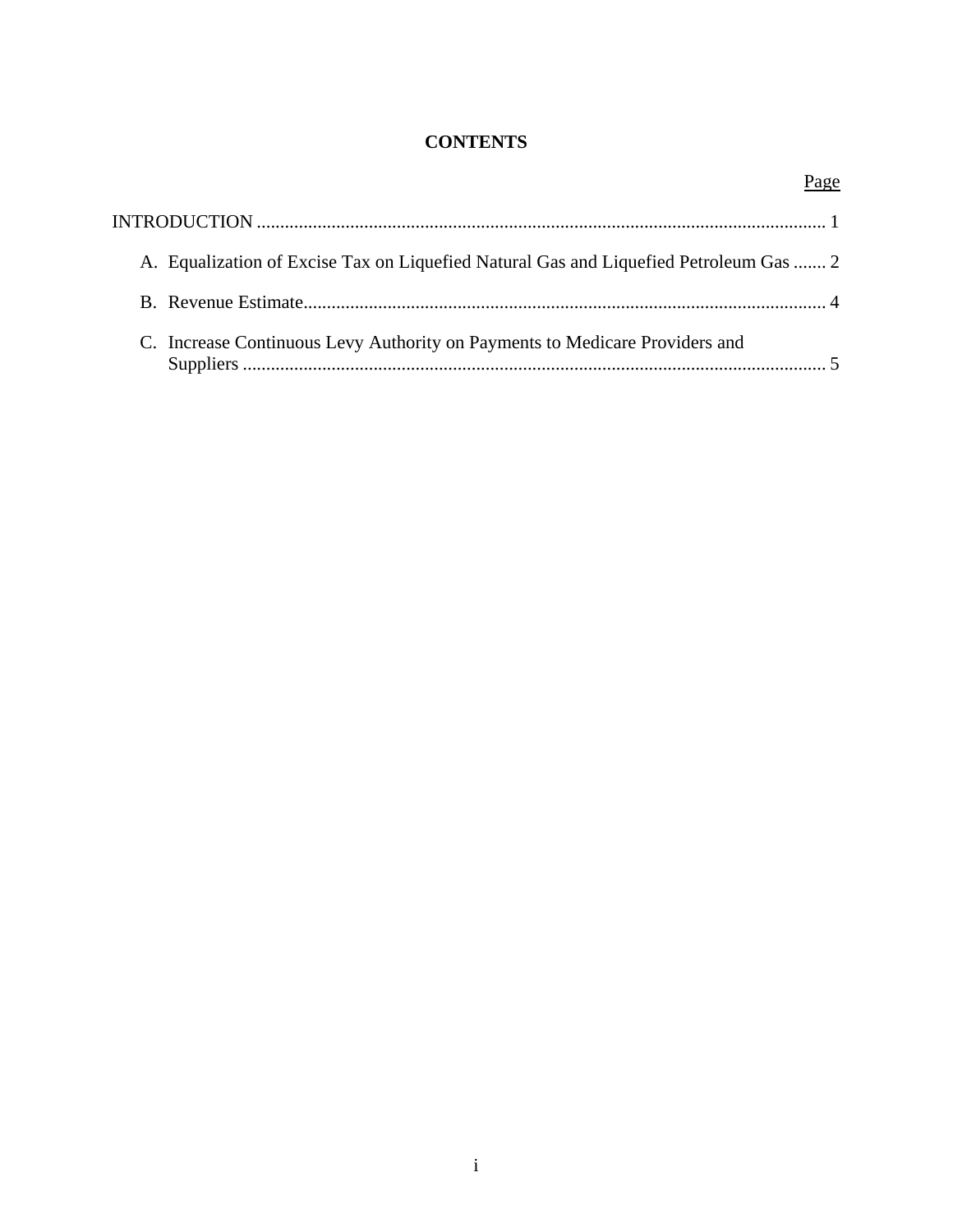# CONTENTS

Page

INTRODUCTION .......................................................................................................................... 1

A. Equalization of Excise Tax on Liquefied Natural Gas and Liquefied Petroleum Gas ....... 2

B. Revenue Estimate................................................................................................................ 4

C. Increase Continuous Levy Authority on Payments to Medicare Providers and Suppliers ............................................................................................................................. 5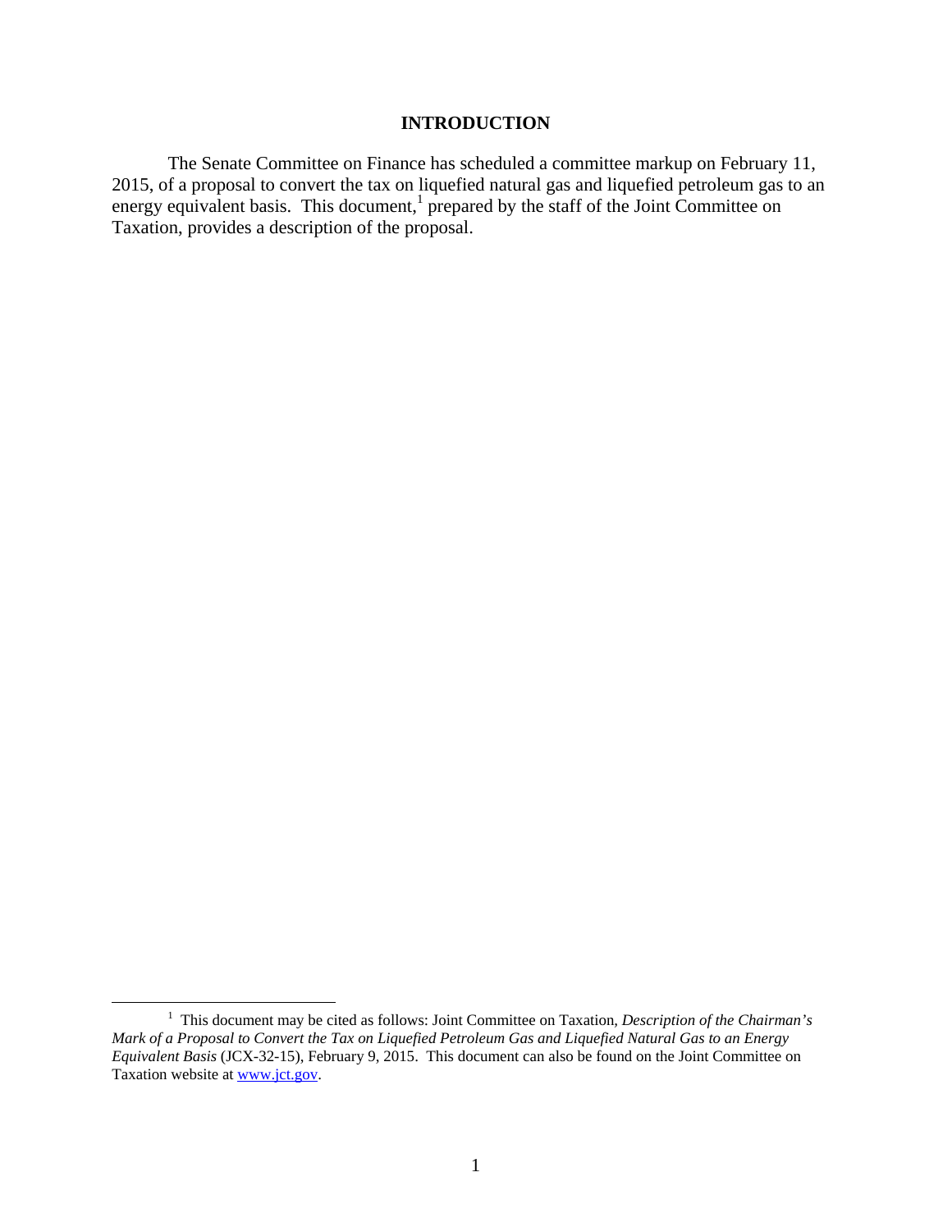# INTRODUCTION

The Senate Committee on Finance has scheduled a committee markup on February 11, 2015, of a proposal to convert the tax on liquefied natural gas and liquefied petroleum gas to an energy equivalent basis. This document,[1] prepared by the staff of the Joint Committee on Taxation, provides a description of the proposal.

---

[1] This document may be cited as follows: Joint Committee on Taxation, *Description of the Chairman's Mark of a Proposal to Convert the Tax on Liquefied Petroleum Gas and Liquefied Natural Gas to an Energy Equivalent Basis* (JCX-32-15), February 9, 2015. This document can also be found on the Joint Committee on Taxation website at [www.jct.gov](http://www.jct.gov).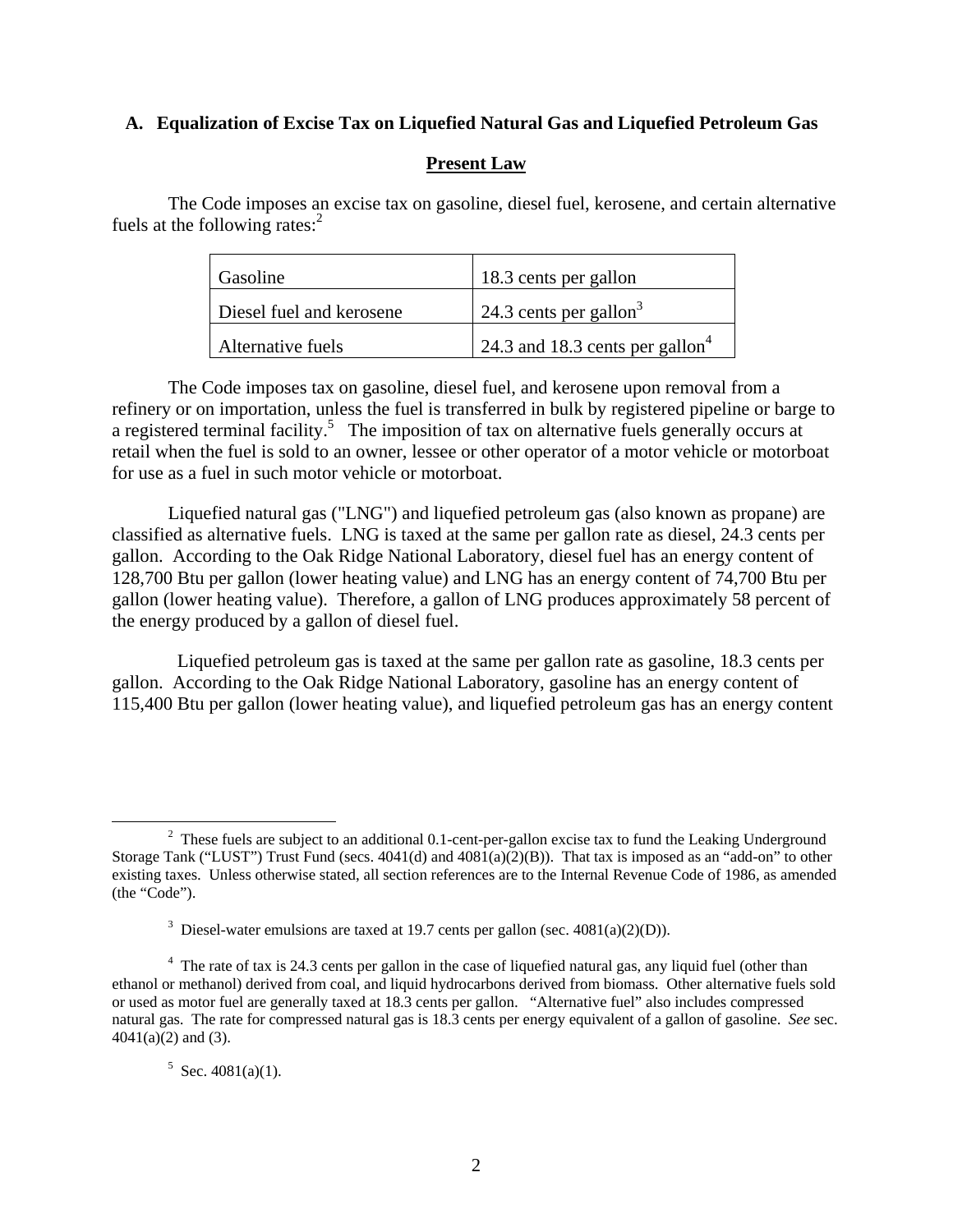### A. Equalization of Excise Tax on Liquefied Natural Gas and Liquefied Petroleum Gas

#### Present Law

The Code imposes an excise tax on gasoline, diesel fuel, kerosene, and certain alternative fuels at the following rates:[2]

| | |
|---|---|
| Gasoline | 18.3 cents per gallon |
| Diesel fuel and kerosene | 24.3 cents per gallon[3] |
| Alternative fuels | 24.3 and 18.3 cents per gallon[4] |

The Code imposes tax on gasoline, diesel fuel, and kerosene upon removal from a refinery or on importation, unless the fuel is transferred in bulk by registered pipeline or barge to a registered terminal facility.[5] The imposition of tax on alternative fuels generally occurs at retail when the fuel is sold to an owner, lessee or other operator of a motor vehicle or motorboat for use as a fuel in such motor vehicle or motorboat.

Liquefied natural gas ("LNG") and liquefied petroleum gas (also known as propane) are classified as alternative fuels. LNG is taxed at the same per gallon rate as diesel, 24.3 cents per gallon. According to the Oak Ridge National Laboratory, diesel fuel has an energy content of 128,700 Btu per gallon (lower heating value) and LNG has an energy content of 74,700 Btu per gallon (lower heating value). Therefore, a gallon of LNG produces approximately 58 percent of the energy produced by a gallon of diesel fuel.

Liquefied petroleum gas is taxed at the same per gallon rate as gasoline, 18.3 cents per gallon. According to the Oak Ridge National Laboratory, gasoline has an energy content of 115,400 Btu per gallon (lower heating value), and liquefied petroleum gas has an energy content

---

[2] These fuels are subject to an additional 0.1-cent-per-gallon excise tax to fund the Leaking Underground Storage Tank ("LUST") Trust Fund (secs. 4041(d) and 4081(a)(2)(B)). That tax is imposed as an "add-on" to other existing taxes. Unless otherwise stated, all section references are to the Internal Revenue Code of 1986, as amended (the "Code").

[3] Diesel-water emulsions are taxed at 19.7 cents per gallon (sec. 4081(a)(2)(D)).

[4] The rate of tax is 24.3 cents per gallon in the case of liquefied natural gas, any liquid fuel (other than ethanol or methanol) derived from coal, and liquid hydrocarbons derived from biomass. Other alternative fuels sold or used as motor fuel are generally taxed at 18.3 cents per gallon. "Alternative fuel" also includes compressed natural gas. The rate for compressed natural gas is 18.3 cents per energy equivalent of a gallon of gasoline. *See* sec. 4041(a)(2) and (3).

[5] Sec. 4081(a)(1).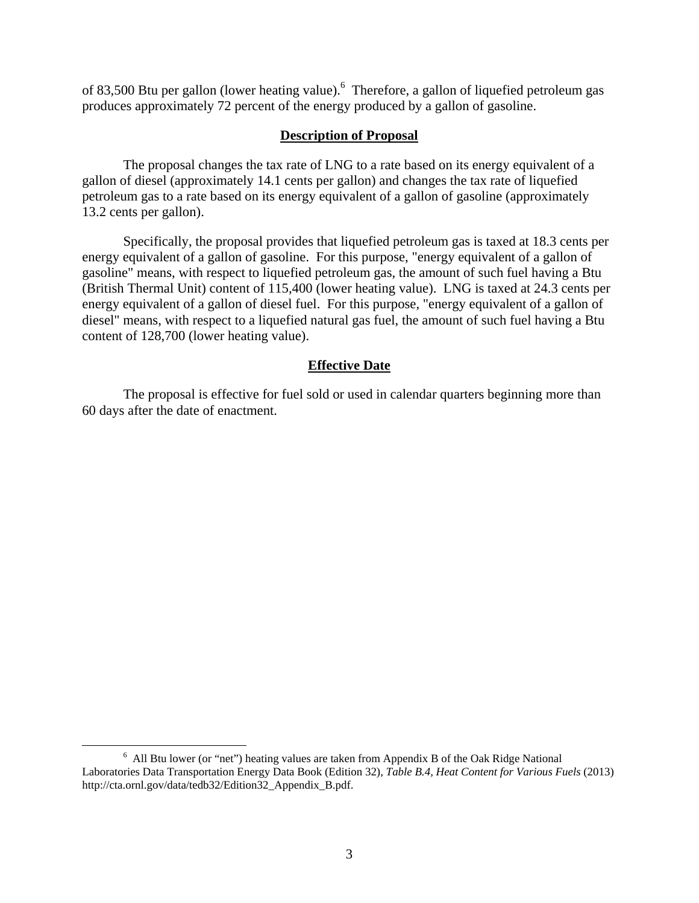of 83,500 Btu per gallon (lower heating value).[6] Therefore, a gallon of liquefied petroleum gas produces approximately 72 percent of the energy produced by a gallon of gasoline.

## Description of Proposal

The proposal changes the tax rate of LNG to a rate based on its energy equivalent of a gallon of diesel (approximately 14.1 cents per gallon) and changes the tax rate of liquefied petroleum gas to a rate based on its energy equivalent of a gallon of gasoline (approximately 13.2 cents per gallon).

Specifically, the proposal provides that liquefied petroleum gas is taxed at 18.3 cents per energy equivalent of a gallon of gasoline. For this purpose, "energy equivalent of a gallon of gasoline" means, with respect to liquefied petroleum gas, the amount of such fuel having a Btu (British Thermal Unit) content of 115,400 (lower heating value). LNG is taxed at 24.3 cents per energy equivalent of a gallon of diesel fuel. For this purpose, "energy equivalent of a gallon of diesel" means, with respect to a liquefied natural gas fuel, the amount of such fuel having a Btu content of 128,700 (lower heating value).

## Effective Date

The proposal is effective for fuel sold or used in calendar quarters beginning more than 60 days after the date of enactment.

---

[6] All Btu lower (or "net") heating values are taken from Appendix B of the Oak Ridge National Laboratories Data Transportation Energy Data Book (Edition 32), *Table B.4, Heat Content for Various Fuels* (2013) http://cta.ornl.gov/data/tedb32/Edition32_Appendix_B.pdf.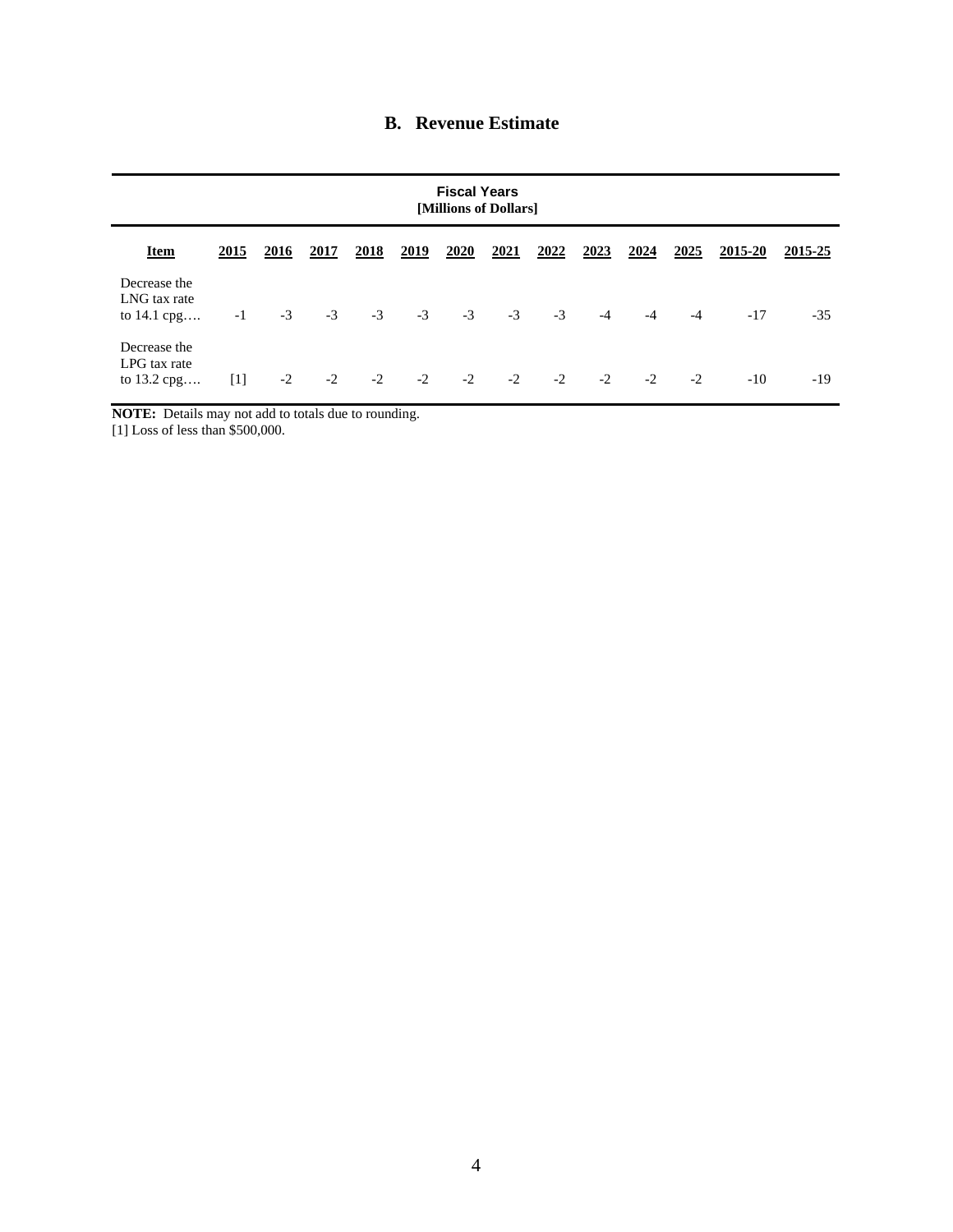## B. Revenue Estimate

| Item | Fiscal Years [Millions of Dollars] | | | | | | | | | | | | |
|---|---|---|---|---|---|---|---|---|---|---|---|---|---|
| | 2015 | 2016 | 2017 | 2018 | 2019 | 2020 | 2021 | 2022 | 2023 | 2024 | 2025 | 2015-20 | 2015-25 |
| Decrease the LNG tax rate to 14.1 cpg…. | -1 | -3 | -3 | -3 | -3 | -3 | -3 | -3 | -4 | -4 | -4 | -17 | -35 |
| Decrease the LPG tax rate to 13.2 cpg…. | [1] | -2 | -2 | -2 | -2 | -2 | -2 | -2 | -2 | -2 | -2 | -10 | -19 |

**NOTE:** Details may not add to totals due to rounding.

[1] Loss of less than $500,000.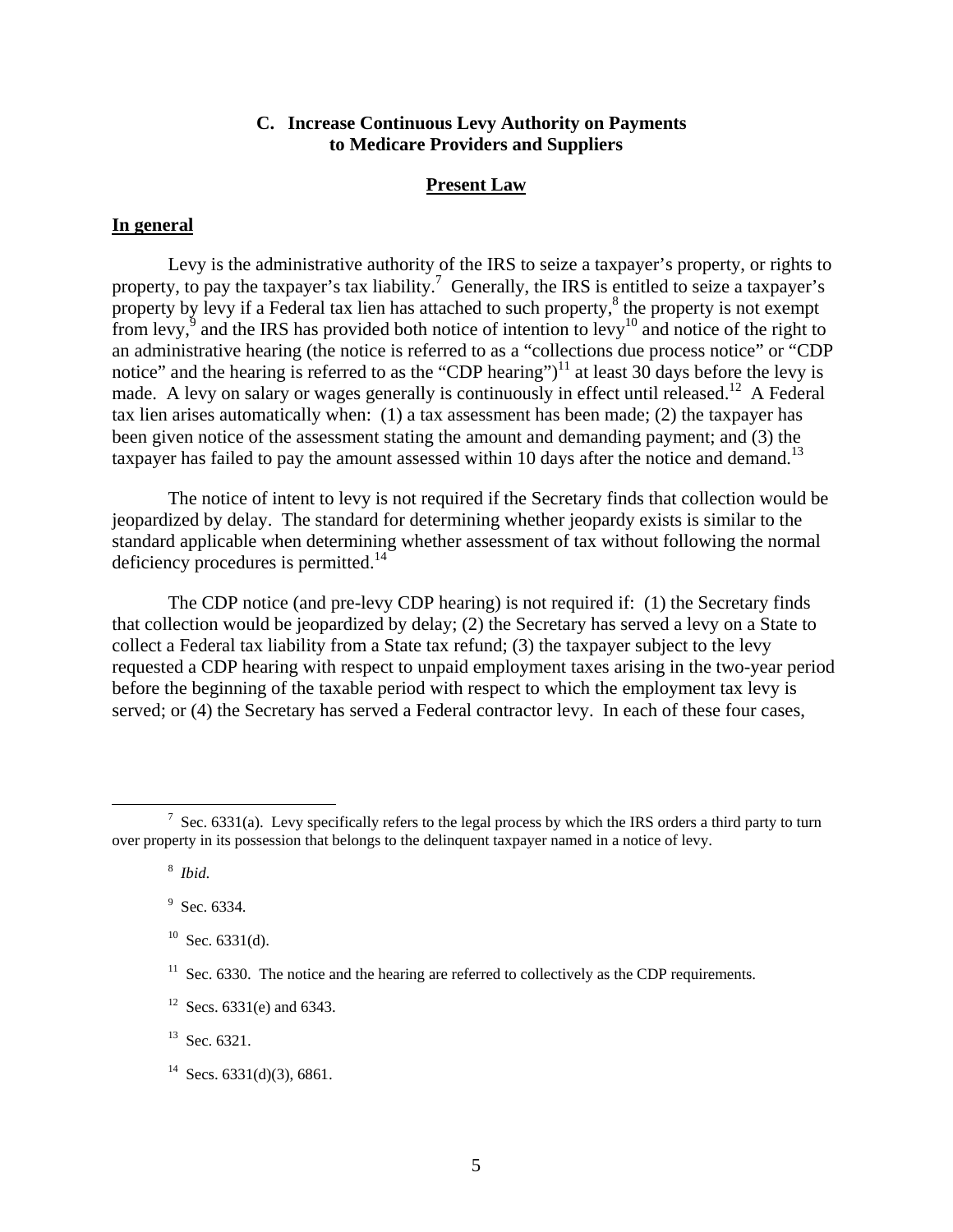## C. Increase Continuous Levy Authority on Payments to Medicare Providers and Suppliers

### Present Law

#### In general

Levy is the administrative authority of the IRS to seize a taxpayer's property, or rights to property, to pay the taxpayer's tax liability.[7] Generally, the IRS is entitled to seize a taxpayer's property by levy if a Federal tax lien has attached to such property,[8] the property is not exempt from levy,[9] and the IRS has provided both notice of intention to levy[10] and notice of the right to an administrative hearing (the notice is referred to as a "collections due process notice" or "CDP notice" and the hearing is referred to as the "CDP hearing")[11] at least 30 days before the levy is made. A levy on salary or wages generally is continuously in effect until released.[12] A Federal tax lien arises automatically when: (1) a tax assessment has been made; (2) the taxpayer has been given notice of the assessment stating the amount and demanding payment; and (3) the taxpayer has failed to pay the amount assessed within 10 days after the notice and demand.[13]

The notice of intent to levy is not required if the Secretary finds that collection would be jeopardized by delay. The standard for determining whether jeopardy exists is similar to the standard applicable when determining whether assessment of tax without following the normal deficiency procedures is permitted.[14]

The CDP notice (and pre-levy CDP hearing) is not required if: (1) the Secretary finds that collection would be jeopardized by delay; (2) the Secretary has served a levy on a State to collect a Federal tax liability from a State tax refund; (3) the taxpayer subject to the levy requested a CDP hearing with respect to unpaid employment taxes arising in the two-year period before the beginning of the taxable period with respect to which the employment tax levy is served; or (4) the Secretary has served a Federal contractor levy. In each of these four cases,

---

[7] Sec. 6331(a). Levy specifically refers to the legal process by which the IRS orders a third party to turn over property in its possession that belongs to the delinquent taxpayer named in a notice of levy.

[8] *Ibid.*

[9] Sec. 6334.

[10] Sec. 6331(d).

[11] Sec. 6330. The notice and the hearing are referred to collectively as the CDP requirements.

[12] Secs. 6331(e) and 6343.

[13] Sec. 6321.

[14] Secs. 6331(d)(3), 6861.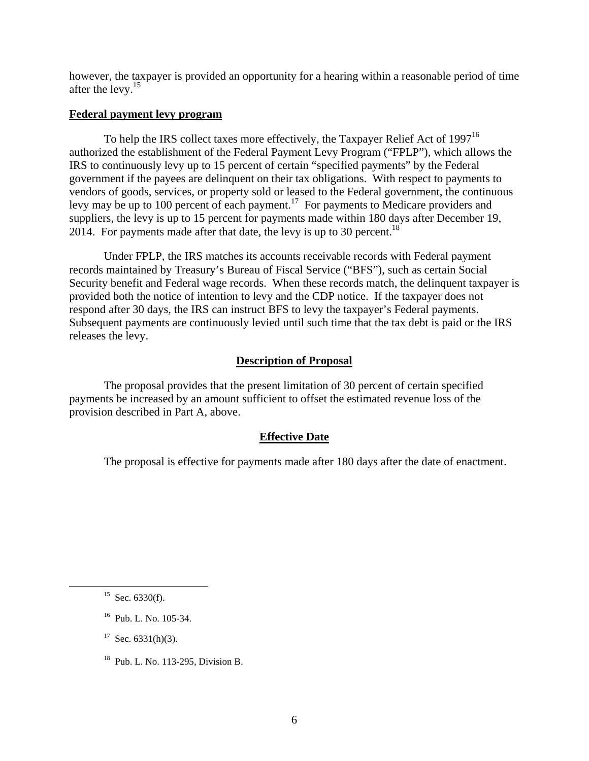however, the taxpayer is provided an opportunity for a hearing within a reasonable period of time after the levy.[15]

**Federal payment levy program**

To help the IRS collect taxes more effectively, the Taxpayer Relief Act of 1997[16] authorized the establishment of the Federal Payment Levy Program ("FPLP"), which allows the IRS to continuously levy up to 15 percent of certain "specified payments" by the Federal government if the payees are delinquent on their tax obligations. With respect to payments to vendors of goods, services, or property sold or leased to the Federal government, the continuous levy may be up to 100 percent of each payment.[17] For payments to Medicare providers and suppliers, the levy is up to 15 percent for payments made within 180 days after December 19, 2014. For payments made after that date, the levy is up to 30 percent.[18]

Under FPLP, the IRS matches its accounts receivable records with Federal payment records maintained by Treasury's Bureau of Fiscal Service ("BFS"), such as certain Social Security benefit and Federal wage records. When these records match, the delinquent taxpayer is provided both the notice of intention to levy and the CDP notice. If the taxpayer does not respond after 30 days, the IRS can instruct BFS to levy the taxpayer's Federal payments. Subsequent payments are continuously levied until such time that the tax debt is paid or the IRS releases the levy.

## Description of Proposal

The proposal provides that the present limitation of 30 percent of certain specified payments be increased by an amount sufficient to offset the estimated revenue loss of the provision described in Part A, above.

## Effective Date

The proposal is effective for payments made after 180 days after the date of enactment.

---

[15] Sec. 6330(f).

[16] Pub. L. No. 105-34.

[17] Sec. 6331(h)(3).

[18] Pub. L. No. 113-295, Division B.